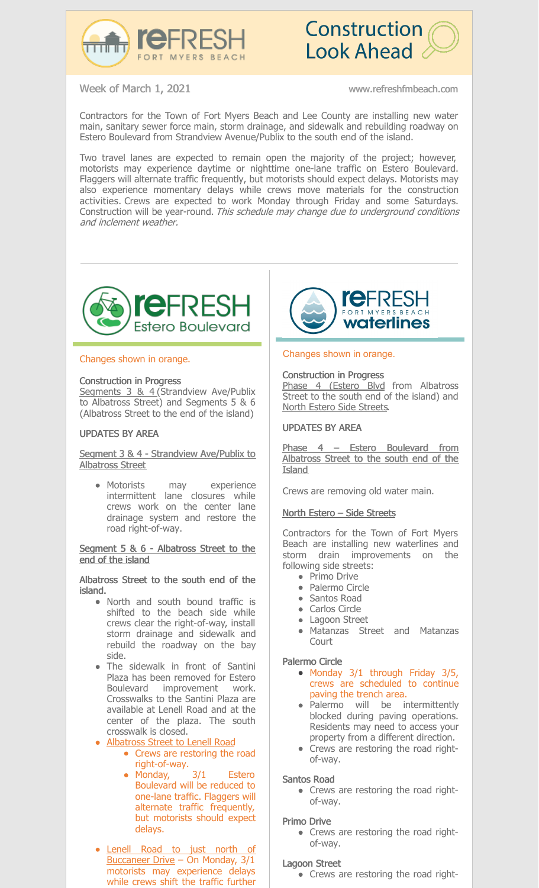# reFRESH Fort Myers Beach

# Construction Look Ahead

Week of March 1, 2021

www.refreshfmbeach.com

Contractors for the Town of Fort Myers Beach and Lee County are installing new water main, sanitary sewer force main, storm drainage, and sidewalk and rebuilding roadway on Estero Boulevard from Strandview Avenue/Publix to the south end of the island.

Two travel lanes are expected to remain open the majority of the project; however, motorists may experience daytime or nighttime one-lane traffic on Estero Boulevard. Flaggers will alternate traffic frequently, but motorists should expect delays. Motorists may also experience momentary delays while crews move materials for the construction activities. Crews are expected to work Monday through Friday and some Saturdays. Construction will be year-round. *This schedule may change due to underground conditions and inclement weather.*

---

## reFRESH Estero Boulevard

Changes shown in orange.

**Construction in Progress**
Segments 3 & 4 (Strandview Ave/Publix to Albatross Street) and Segments 5 & 6 (Albatross Street to the end of the island)

**UPDATES BY AREA**

**Segment 3 & 4 - Strandview Ave/Publix to Albatross Street**

- Motorists may experience intermittent lane closures while crews work on the center lane drainage system and restore the road right-of-way.

**Segment 5 & 6 - Albatross Street to the end of the island**

**Albatross Street to the south end of the island.**

- North and south bound traffic is shifted to the beach side while crews clear the right-of-way, install storm drainage and sidewalk and rebuild the roadway on the bay side.
- The sidewalk in front of Santini Plaza has been removed for Estero Boulevard improvement work. Crosswalks to the Santini Plaza are available at Lenell Road and at the center of the plaza. The south crosswalk is closed.
- Albatross Street to Lenell Road
  - Crews are restoring the road right-of-way.
  - Monday, 3/1 Estero Boulevard will be reduced to one-lane traffic. Flaggers will alternate traffic frequently, but motorists should expect delays.
- Lenell Road to just north of Buccaneer Drive – On Monday, 3/1 motorists may experience delays while crews shift the traffic further

## reFRESH Fort Myers Beach waterlines

Changes shown in orange.

**Construction in Progress**
Phase 4 (Estero Blvd from Albatross Street to the south end of the island) and North Estero Side Streets.

**UPDATES BY AREA**

**Phase 4 – Estero Boulevard from Albatross Street to the south end of the Island**

Crews are removing old water main.

**North Estero – Side Streets**

Contractors for the Town of Fort Myers Beach are installing new waterlines and storm drain improvements on the following side streets:

- Primo Drive
- Palermo Circle
- Santos Road
- Carlos Circle
- Lagoon Street
- Matanzas Street and Matanzas Court

**Palermo Circle**

- Monday 3/1 through Friday 3/5, crews are scheduled to continue paving the trench area.
- Palermo will be intermittently blocked during paving operations. Residents may need to access your property from a different direction.
- Crews are restoring the road right-of-way.

**Santos Road**

- Crews are restoring the road right-of-way.

**Primo Drive**

- Crews are restoring the road right-of-way.

**Lagoon Street**

- Crews are restoring the road right-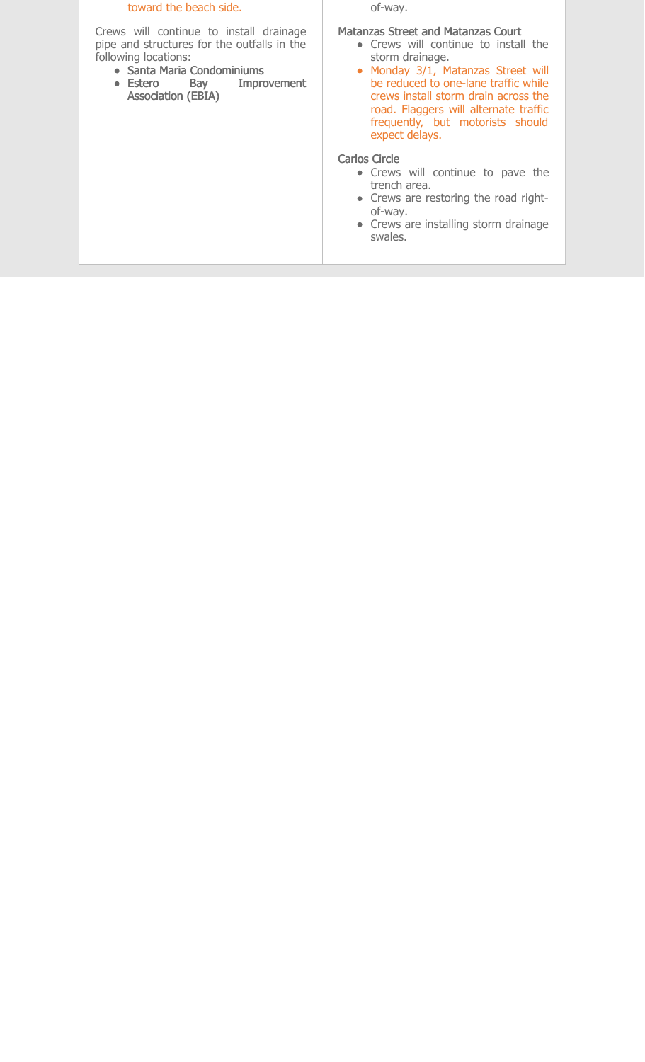toward the beach side.

Crews will continue to install drainage pipe and structures for the outfalls in the following locations:

- **Santa Maria Condominiums**
- **Estero Bay Improvement Association (EBIA)**

of-way.

**Matanzas Street and Matanzas Court**

- Crews will continue to install the storm drainage.
- Monday 3/1, Matanzas Street will be reduced to one-lane traffic while crews install storm drain across the road. Flaggers will alternate traffic frequently, but motorists should expect delays.

**Carlos Circle**

- Crews will continue to pave the trench area.
- Crews are restoring the road right-of-way.
- Crews are installing storm drainage swales.